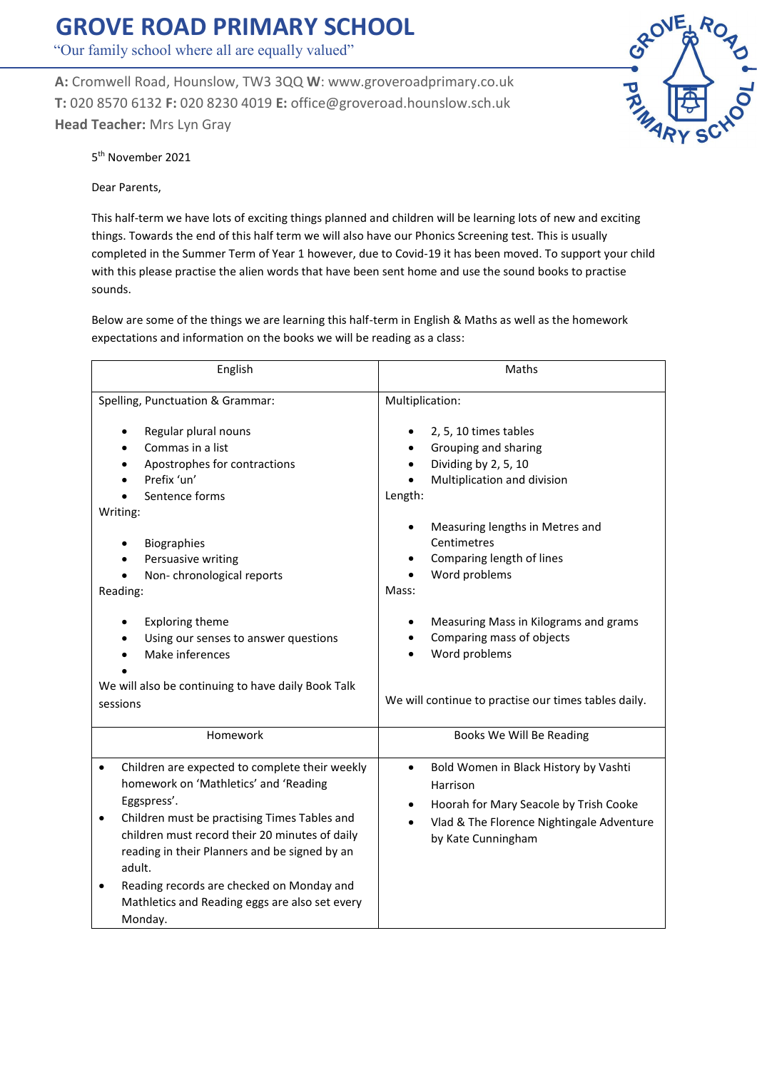# GROVE ROAD PRIMARY SCHOOL

"Our family school where all are equally valued"

**A:** Cromwell Road, Hounslow, TW3 3QQ **W**: www.groveroadprimary.co.uk
**T:** 020 8570 6132 **F:** 020 8230 4019 **E:** office@groveroad.hounslow.sch.uk
**Head Teacher:** Mrs Lyn Gray

5th November 2021

Dear Parents,

This half-term we have lots of exciting things planned and children will be learning lots of new and exciting things. Towards the end of this half term we will also have our Phonics Screening test. This is usually completed in the Summer Term of Year 1 however, due to Covid-19 it has been moved. To support your child with this please practise the alien words that have been sent home and use the sound books to practise sounds.

Below are some of the things we are learning this half-term in English & Maths as well as the homework expectations and information on the books we will be reading as a class:

| English | Maths |
|---|---|
| Spelling, Punctuation & Grammar:<br>• Regular plural nouns<br>• Commas in a list<br>• Apostrophes for contractions<br>• Prefix 'un'<br>• Sentence forms<br>Writing:<br>• Biographies<br>• Persuasive writing<br>• Non- chronological reports<br>Reading:<br>• Exploring theme<br>• Using our senses to answer questions<br>• Make inferences<br>•<br>We will also be continuing to have daily Book Talk sessions | Multiplication:<br>• 2, 5, 10 times tables<br>• Grouping and sharing<br>• Dividing by 2, 5, 10<br>• Multiplication and division<br>Length:<br>• Measuring lengths in Metres and Centimetres<br>• Comparing length of lines<br>• Word problems<br>Mass:<br>• Measuring Mass in Kilograms and grams<br>• Comparing mass of objects<br>• Word problems<br><br>We will continue to practise our times tables daily. |
| **Homework** | **Books We Will Be Reading** |
| • Children are expected to complete their weekly homework on 'Mathletics' and 'Reading Eggspress'.<br>• Children must be practising Times Tables and children must record their 20 minutes of daily reading in their Planners and be signed by an adult.<br>• Reading records are checked on Monday and Mathletics and Reading eggs are also set every Monday. | • Bold Women in Black History by Vashti Harrison<br>• Hoorah for Mary Seacole by Trish Cooke<br>• Vlad & The Florence Nightingale Adventure by Kate Cunningham |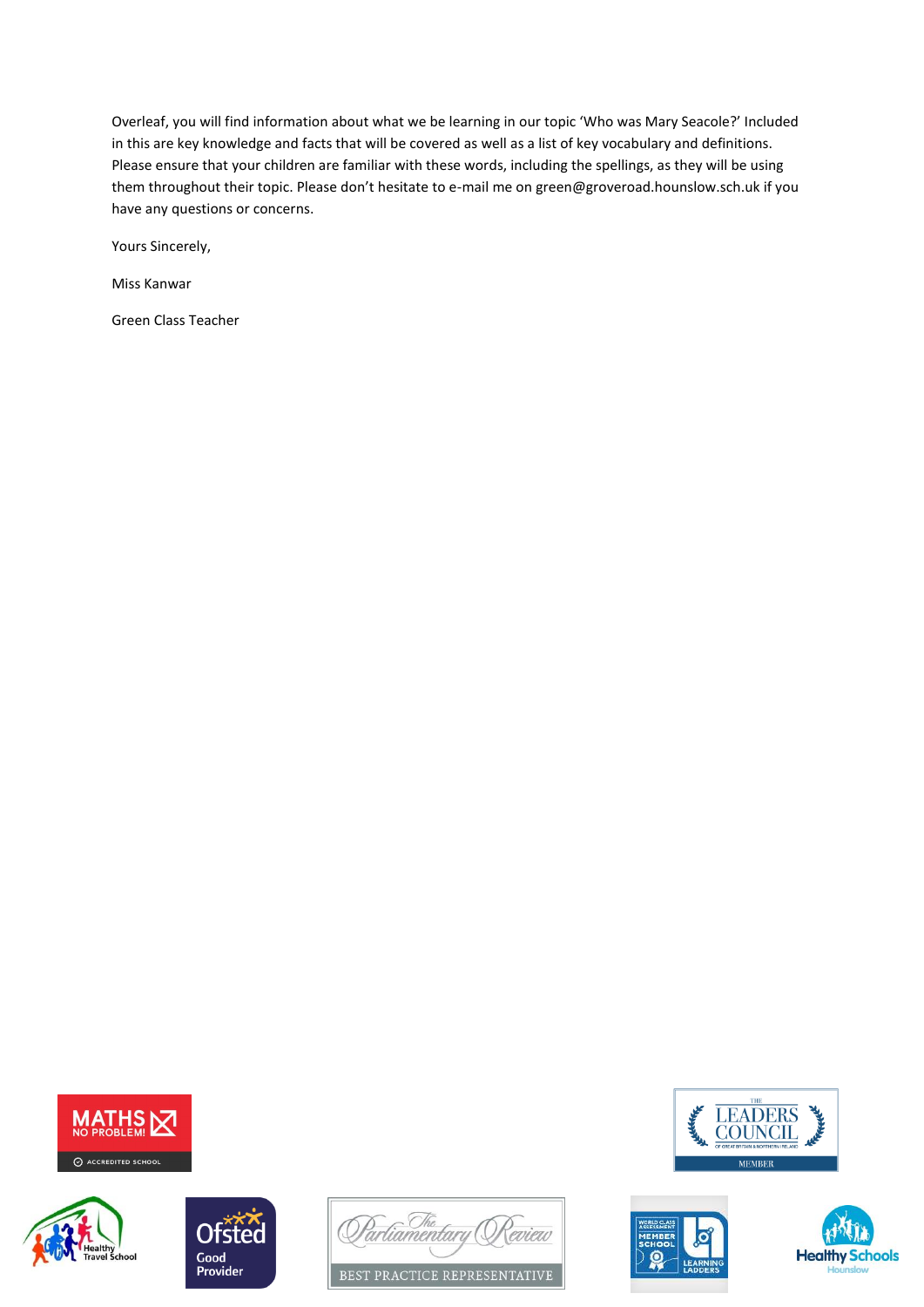Overleaf, you will find information about what we be learning in our topic 'Who was Mary Seacole?' Included in this are key knowledge and facts that will be covered as well as a list of key vocabulary and definitions. Please ensure that your children are familiar with these words, including the spellings, as they will be using them throughout their topic. Please don't hesitate to e-mail me on green@groveroad.hounslow.sch.uk if you have any questions or concerns.

Yours Sincerely,

Miss Kanwar

Green Class Teacher